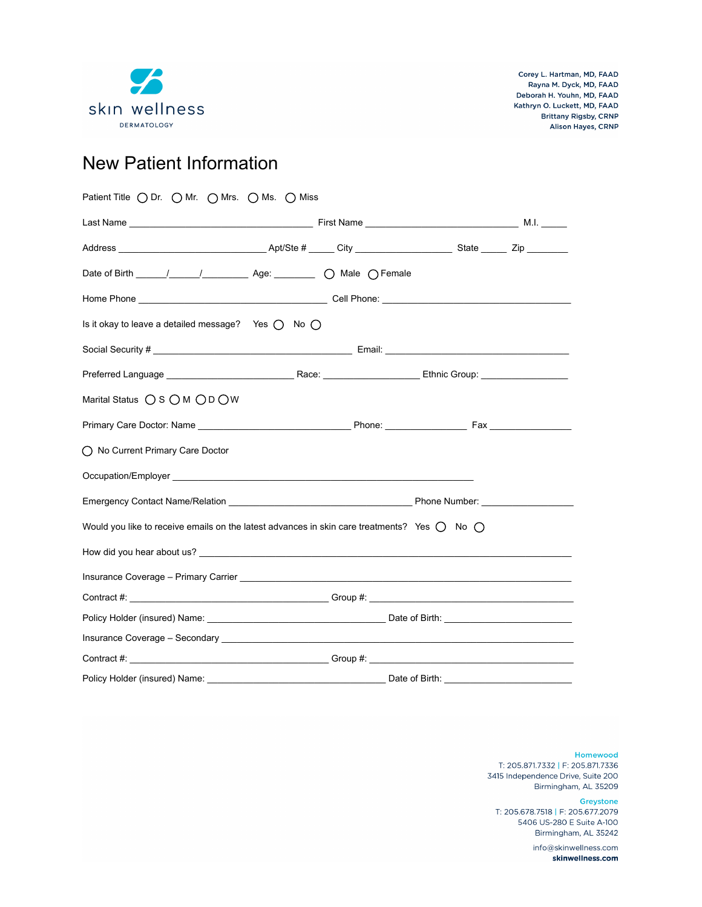skin wellness
DERMATOLOGY

Corey L. Hartman, MD, FAAD
Rayna M. Dyck, MD, FAAD
Deborah H. Youhn, MD, FAAD
Kathryn O. Luckett, MD, FAAD
Brittany Rigsby, CRNP
Alison Hayes, CRNP

# New Patient Information

Patient Title ◯ Dr. ◯ Mr. ◯ Mrs. ◯ Ms. ◯ Miss

Last Name ___________________________________ First Name _____________________________ M.I. _____

Address ____________________________ Apt/Ste # _____ City __________________ State _____ Zip ________

Date of Birth ______/______/_________ Age: ________ ◯ Male ◯ Female

Home Phone ____________________________________ Cell Phone: ____________________________________

Is it okay to leave a detailed message? Yes ◯ No ◯

Social Security # ______________________________________ Email: ___________________________________

Preferred Language ________________________ Race: __________________ Ethnic Group: ________________

Marital Status ◯ S ◯ M ◯ D ◯ W

Primary Care Doctor: Name ______________________________ Phone: _______________ Fax ________________

◯ No Current Primary Care Doctor

Occupation/Employer __________________________________________________________

Emergency Contact Name/Relation ___________________________________ Phone Number: __________________

Would you like to receive emails on the latest advances in skin care treatments? Yes ◯ No ◯

How did you hear about us? __________________________________________________________________

Insurance Coverage – Primary Carrier ________________________________________________________

Contract #: ______________________________________ Group #: _____________________________________

Policy Holder (insured) Name: __________________________________ Date of Birth: ________________________

Insurance Coverage – Secondary ____________________________________________________________

Contract #: ______________________________________ Group #: _____________________________________

Policy Holder (insured) Name: __________________________________ Date of Birth: ________________________

**Homewood**
T: 205.871.7332 | F: 205.871.7336
3415 Independence Drive, Suite 200
Birmingham, AL 35209

**Greystone**
T: 205.678.7518 | F: 205.677.2079
5406 US-280 E Suite A-100
Birmingham, AL 35242

info@skinwellness.com
**skinwellness.com**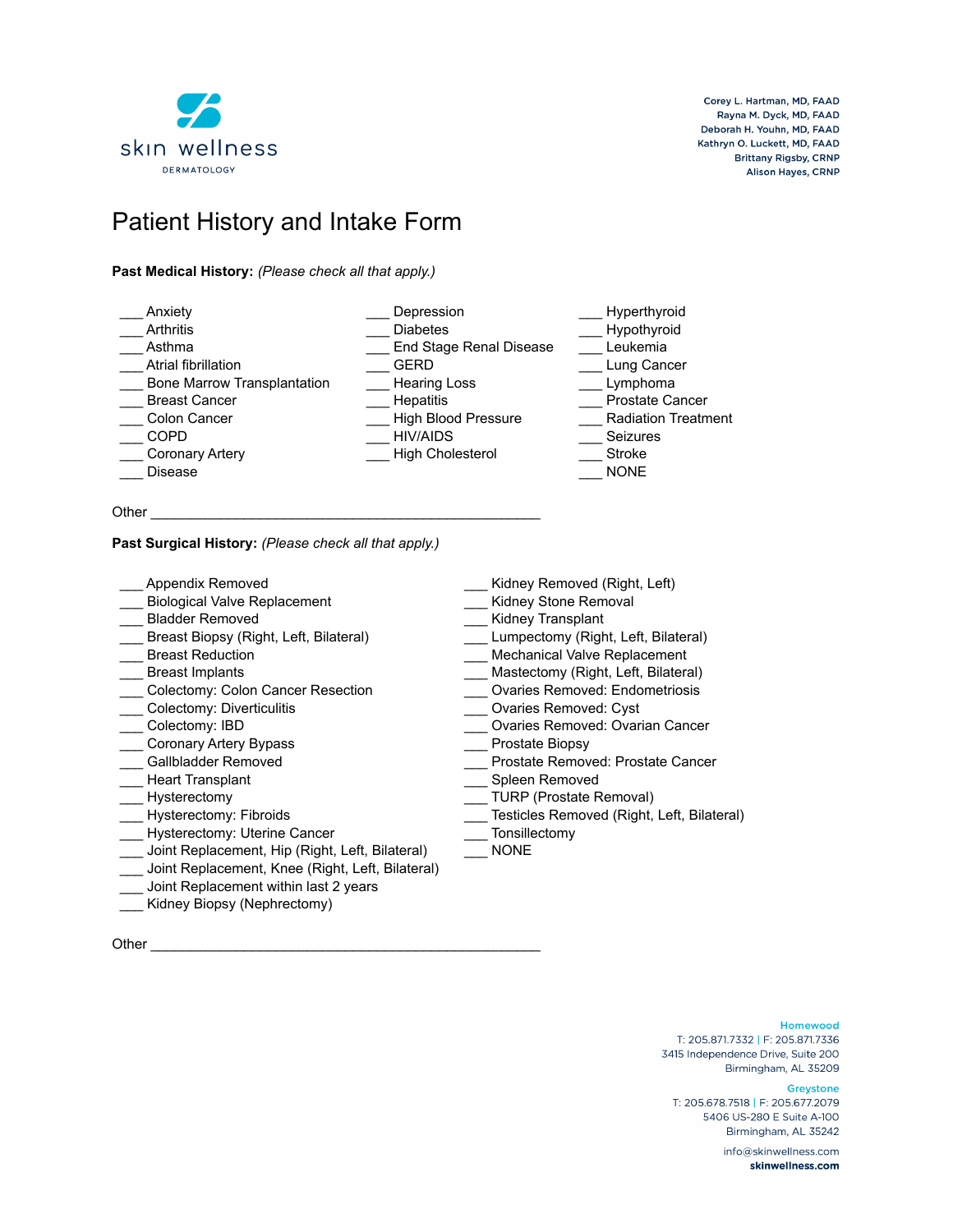skin wellness
DERMATOLOGY

Corey L. Hartman, MD, FAAD
Rayna M. Dyck, MD, FAAD
Deborah H. Youhn, MD, FAAD
Kathryn O. Luckett, MD, FAAD
Brittany Rigsby, CRNP
Alison Hayes, CRNP

# Patient History and Intake Form

**Past Medical History:** *(Please check all that apply.)*

___ Anxiety
___ Arthritis
___ Asthma
___ Atrial fibrillation
___ Bone Marrow Transplantation
___ Breast Cancer
___ Colon Cancer
___ COPD
___ Coronary Artery
___ Disease
___ Depression
___ Diabetes
___ End Stage Renal Disease
___ GERD
___ Hearing Loss
___ Hepatitis
___ High Blood Pressure
___ HIV/AIDS
___ High Cholesterol
___ Hyperthyroid
___ Hypothyroid
___ Leukemia
___ Lung Cancer
___ Lymphoma
___ Prostate Cancer
___ Radiation Treatment
___ Seizures
___ Stroke
___ NONE

Other ____________________________________________________

**Past Surgical History:** *(Please check all that apply.)*

___ Appendix Removed
___ Biological Valve Replacement
___ Bladder Removed
___ Breast Biopsy (Right, Left, Bilateral)
___ Breast Reduction
___ Breast Implants
___ Colectomy: Colon Cancer Resection
___ Colectomy: Diverticulitis
___ Colectomy: IBD
___ Coronary Artery Bypass
___ Gallbladder Removed
___ Heart Transplant
___ Hysterectomy
___ Hysterectomy: Fibroids
___ Hysterectomy: Uterine Cancer
___ Joint Replacement, Hip (Right, Left, Bilateral)
___ Joint Replacement, Knee (Right, Left, Bilateral)
___ Joint Replacement within last 2 years
___ Kidney Biopsy (Nephrectomy)
___ Kidney Removed (Right, Left)
___ Kidney Stone Removal
___ Kidney Transplant
___ Lumpectomy (Right, Left, Bilateral)
___ Mechanical Valve Replacement
___ Mastectomy (Right, Left, Bilateral)
___ Ovaries Removed: Endometriosis
___ Ovaries Removed: Cyst
___ Ovaries Removed: Ovarian Cancer
___ Prostate Biopsy
___ Prostate Removed: Prostate Cancer
___ Spleen Removed
___ TURP (Prostate Removal)
___ Testicles Removed (Right, Left, Bilateral)
___ Tonsillectomy
___ NONE

Other ____________________________________________________

**Homewood**
T: 205.871.7332 | F: 205.871.7336
3415 Independence Drive, Suite 200
Birmingham, AL 35209

**Greystone**
T: 205.678.7518 | F: 205.677.2079
5406 US-280 E Suite A-100
Birmingham, AL 35242

info@skinwellness.com
**skinwellness.com**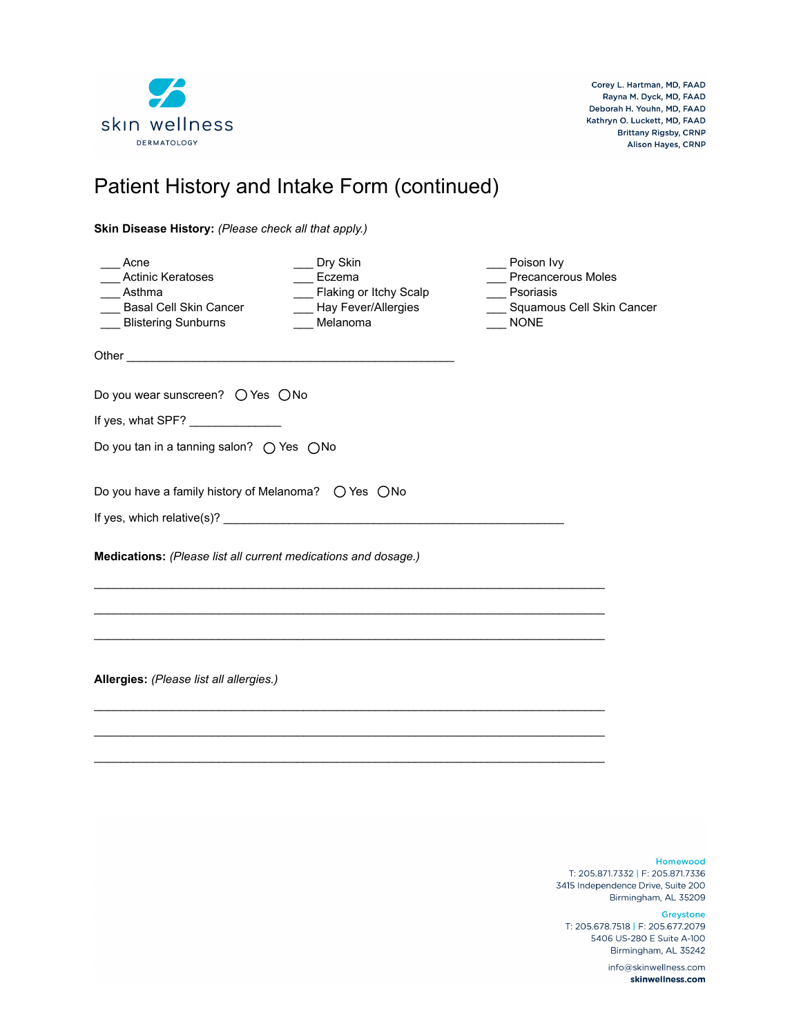skin wellness
DERMATOLOGY

Corey L. Hartman, MD, FAAD
Rayna M. Dyck, MD, FAAD
Deborah H. Youhn, MD, FAAD
Kathryn O. Luckett, MD, FAAD
Brittany Rigsby, CRNP
Alison Hayes, CRNP

# Patient History and Intake Form (continued)

**Skin Disease History:** *(Please check all that apply.)*

___ Acne
___ Actinic Keratoses
___ Asthma
___ Basal Cell Skin Cancer
___ Blistering Sunburns
___ Dry Skin
___ Eczema
___ Flaking or Itchy Scalp
___ Hay Fever/Allergies
___ Melanoma
___ Poison Ivy
___ Precancerous Moles
___ Psoriasis
___ Squamous Cell Skin Cancer
___ NONE

Other ___________________________________________________

Do you wear sunscreen? ◯ Yes ◯ No

If yes, what SPF? ______________

Do you tan in a tanning salon? ◯ Yes ◯ No

Do you have a family history of Melanoma? ◯ Yes ◯ No

If yes, which relative(s)? _____________________________________________________

**Medications:** *(Please list all current medications and dosage.)*

________________________________________________________________________________

________________________________________________________________________________

________________________________________________________________________________

**Allergies:** *(Please list all allergies.)*

________________________________________________________________________________

________________________________________________________________________________

________________________________________________________________________________

**Homewood**
T: 205.871.7332 | F: 205.871.7336
3415 Independence Drive, Suite 200
Birmingham, AL 35209

**Greystone**
T: 205.678.7518 | F: 205.677.2079
5406 US-280 E Suite A-100
Birmingham, AL 35242

info@skinwellness.com
**skinwellness.com**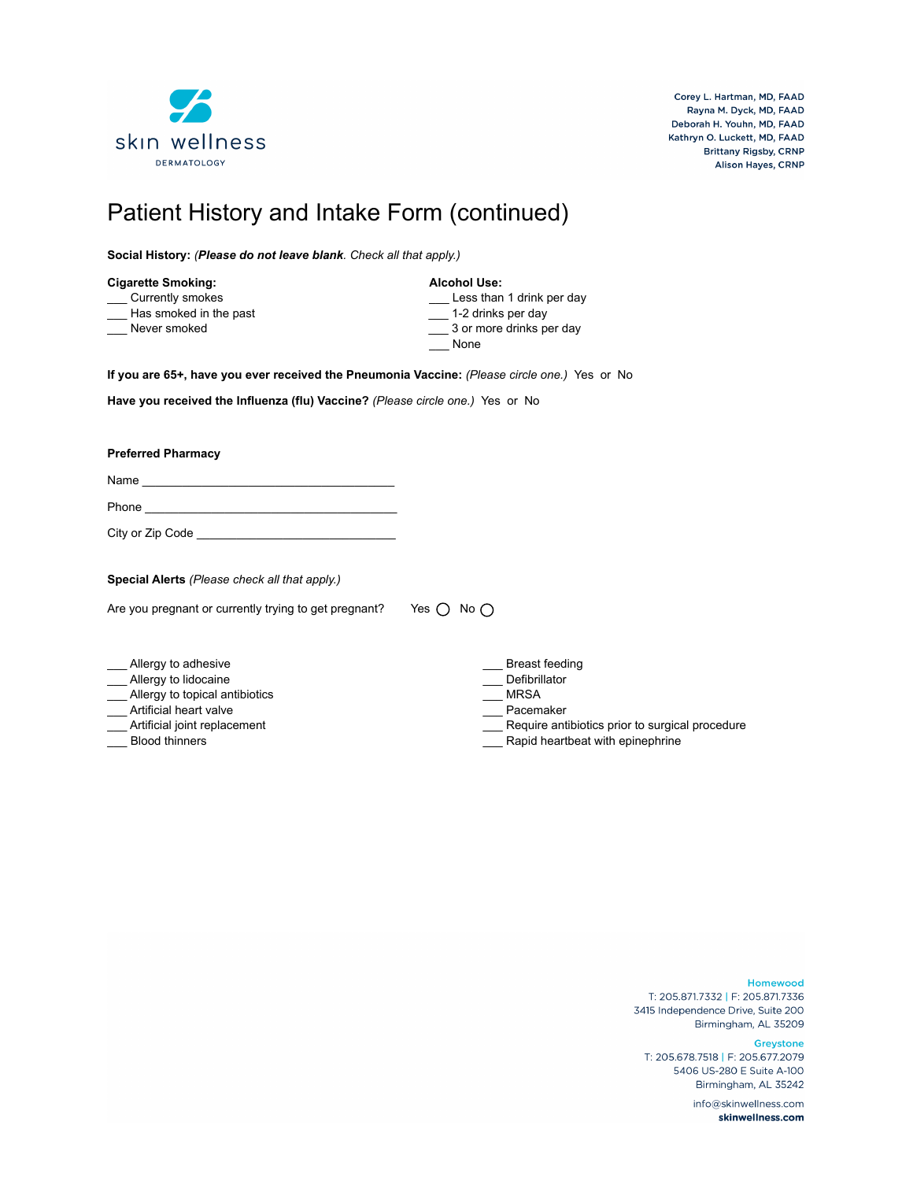skin wellness
DERMATOLOGY

Corey L. Hartman, MD, FAAD
Rayna M. Dyck, MD, FAAD
Deborah H. Youhn, MD, FAAD
Kathryn O. Luckett, MD, FAAD
Brittany Rigsby, CRNP
Alison Hayes, CRNP

# Patient History and Intake Form (continued)

**Social History:** *(**Please do not leave blank**. Check all that apply.)*

**Cigarette Smoking:**

___ Currently smokes
___ Has smoked in the past
___ Never smoked

**Alcohol Use:**

___ Less than 1 drink per day
___ 1-2 drinks per day
___ 3 or more drinks per day
___ None

**If you are 65+, have you ever received the Pneumonia Vaccine:** *(Please circle one.)* Yes or No

**Have you received the Influenza (flu) Vaccine?** *(Please circle one.)* Yes or No

**Preferred Pharmacy**

Name ______________________________________

Phone ______________________________________

City or Zip Code ______________________________

**Special Alerts** *(Please check all that apply.)*

Are you pregnant or currently trying to get pregnant? Yes ◯ No ◯

___ Allergy to adhesive
___ Allergy to lidocaine
___ Allergy to topical antibiotics
___ Artificial heart valve
___ Artificial joint replacement
___ Blood thinners
___ Breast feeding
___ Defibrillator
___ MRSA
___ Pacemaker
___ Require antibiotics prior to surgical procedure
___ Rapid heartbeat with epinephrine

**Homewood**
T: 205.871.7332 | F: 205.871.7336
3415 Independence Drive, Suite 200
Birmingham, AL 35209

**Greystone**
T: 205.678.7518 | F: 205.677.2079
5406 US-280 E Suite A-100
Birmingham, AL 35242

info@skinwellness.com
**skinwellness.com**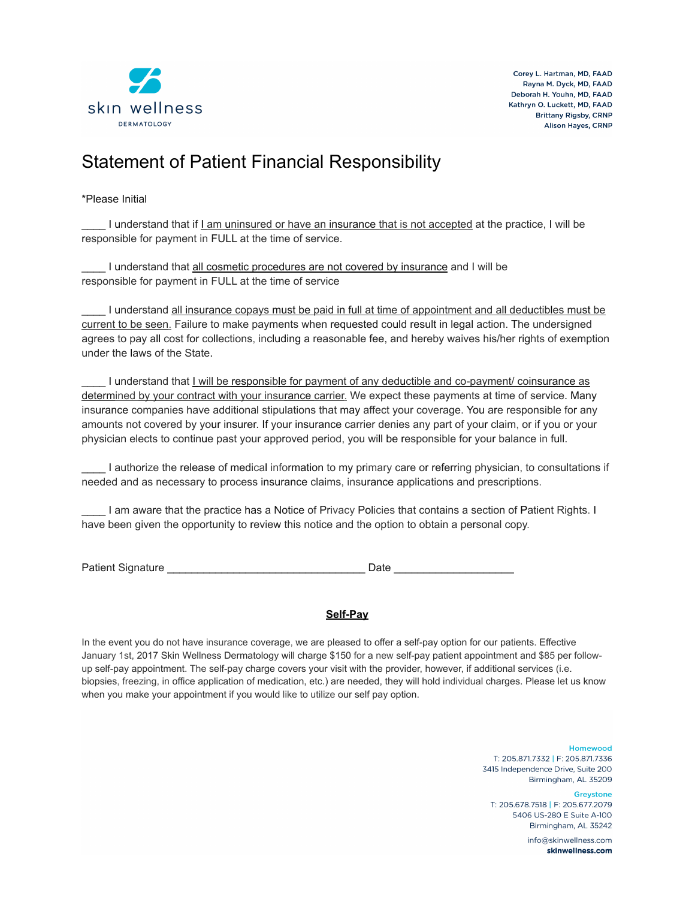skin wellness
DERMATOLOGY

Corey L. Hartman, MD, FAAD
Rayna M. Dyck, MD, FAAD
Deborah H. Youhn, MD, FAAD
Kathryn O. Luckett, MD, FAAD
Brittany Rigsby, CRNP
Alison Hayes, CRNP

# Statement of Patient Financial Responsibility

*Please Initial

____ I understand that if I am uninsured or have an insurance that is not accepted at the practice, I will be responsible for payment in FULL at the time of service.

____ I understand that all cosmetic procedures are not covered by insurance and I will be responsible for payment in FULL at the time of service

____ I understand all insurance copays must be paid in full at time of appointment and all deductibles must be current to be seen. Failure to make payments when requested could result in legal action. The undersigned agrees to pay all cost for collections, including a reasonable fee, and hereby waives his/her rights of exemption under the laws of the State.

____ I understand that I will be responsible for payment of any deductible and co-payment/ coinsurance as determined by your contract with your insurance carrier. We expect these payments at time of service. Many insurance companies have additional stipulations that may affect your coverage. You are responsible for any amounts not covered by your insurer. If your insurance carrier denies any part of your claim, or if you or your physician elects to continue past your approved period, you will be responsible for your balance in full.

____ I authorize the release of medical information to my primary care or referring physician, to consultations if needed and as necessary to process insurance claims, insurance applications and prescriptions.

____ I am aware that the practice has a Notice of Privacy Policies that contains a section of Patient Rights. I have been given the opportunity to review this notice and the option to obtain a personal copy.

Patient Signature ________________________________ Date ___________________

## **Self-Pay**

In the event you do not have insurance coverage, we are pleased to offer a self-pay option for our patients. Effective January 1st, 2017 Skin Wellness Dermatology will charge $150 for a new self-pay patient appointment and $85 per follow-up self-pay appointment. The self-pay charge covers your visit with the provider, however, if additional services (i.e. biopsies, freezing, in office application of medication, etc.) are needed, they will hold individual charges. Please let us know when you make your appointment if you would like to utilize our self pay option.

**Homewood**
T: 205.871.7332 | F: 205.871.7336
3415 Independence Drive, Suite 200
Birmingham, AL 35209

**Greystone**
T: 205.678.7518 | F: 205.677.2079
5406 US-280 E Suite A-100
Birmingham, AL 35242

info@skinwellness.com
**skinwellness.com**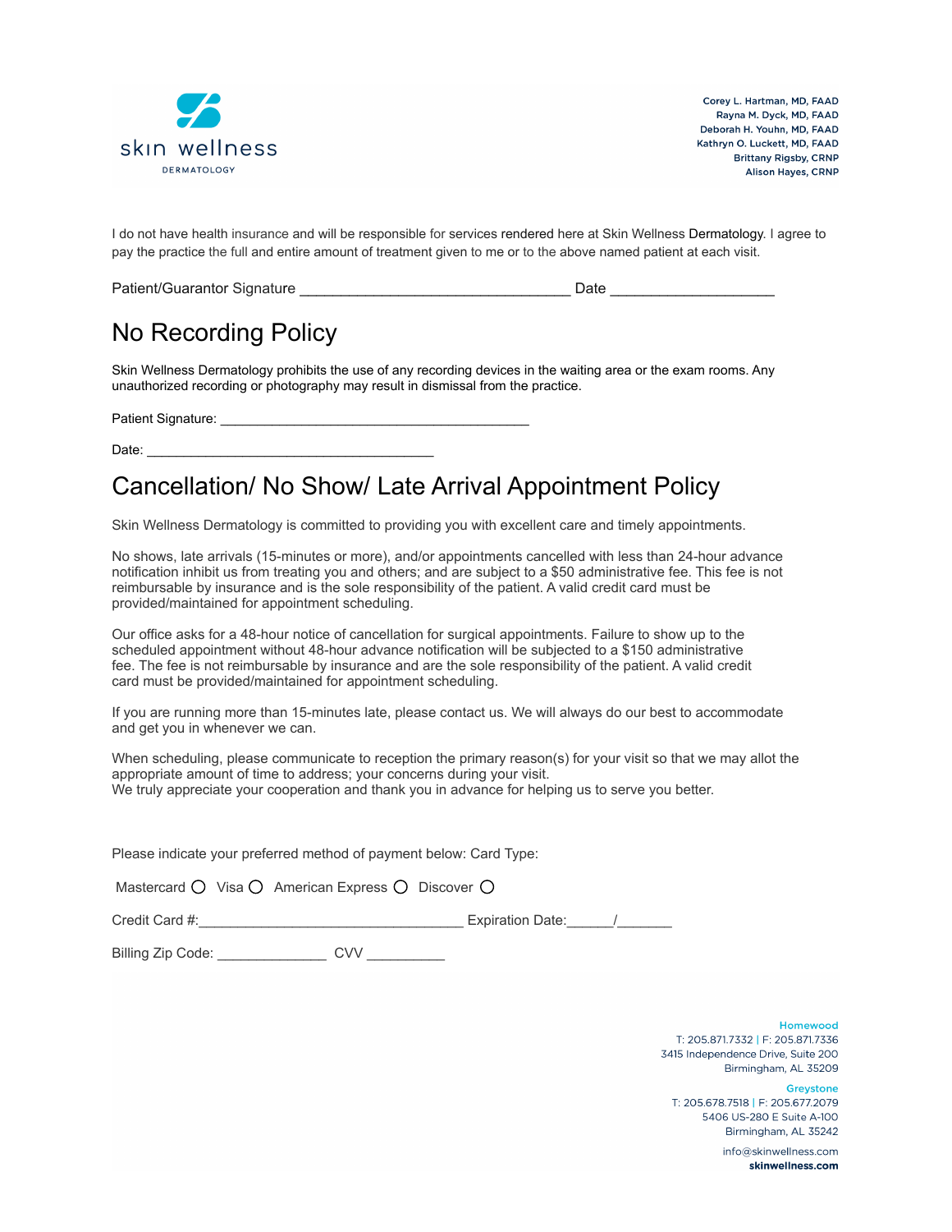skin wellness
DERMATOLOGY

Corey L. Hartman, MD, FAAD
Rayna M. Dyck, MD, FAAD
Deborah H. Youhn, MD, FAAD
Kathryn O. Luckett, MD, FAAD
Brittany Rigsby, CRNP
Alison Hayes, CRNP

I do not have health insurance and will be responsible for services rendered here at Skin Wellness Dermatology. I agree to pay the practice the full and entire amount of treatment given to me or to the above named patient at each visit.

Patient/Guarantor Signature _________________________________ Date ____________________

# No Recording Policy

Skin Wellness Dermatology prohibits the use of any recording devices in the waiting area or the exam rooms. Any unauthorized recording or photography may result in dismissal from the practice.

Patient Signature: __________________________________________

Date: _______________________________________

# Cancellation/ No Show/ Late Arrival Appointment Policy

Skin Wellness Dermatology is committed to providing you with excellent care and timely appointments.

No shows, late arrivals (15-minutes or more), and/or appointments cancelled with less than 24-hour advance notification inhibit us from treating you and others; and are subject to a $50 administrative fee. This fee is not reimbursable by insurance and is the sole responsibility of the patient. A valid credit card must be provided/maintained for appointment scheduling.

Our office asks for a 48-hour notice of cancellation for surgical appointments. Failure to show up to the scheduled appointment without 48-hour advance notification will be subjected to a $150 administrative fee. The fee is not reimbursable by insurance and are the sole responsibility of the patient. A valid credit card must be provided/maintained for appointment scheduling.

If you are running more than 15-minutes late, please contact us. We will always do our best to accommodate and get you in whenever we can.

When scheduling, please communicate to reception the primary reason(s) for your visit so that we may allot the appropriate amount of time to address; your concerns during your visit.
We truly appreciate your cooperation and thank you in advance for helping us to serve you better.

Please indicate your preferred method of payment below: Card Type:

Mastercard ○ Visa ○ American Express ○ Discover ○

Credit Card #:__________________________________ Expiration Date:______/_______

Billing Zip Code: ______________ CVV __________

**Homewood**
T: 205.871.7332 | F: 205.871.7336
3415 Independence Drive, Suite 200
Birmingham, AL 35209

**Greystone**
T: 205.678.7518 | F: 205.677.2079
5406 US-280 E Suite A-100
Birmingham, AL 35242

info@skinwellness.com
**skinwellness.com**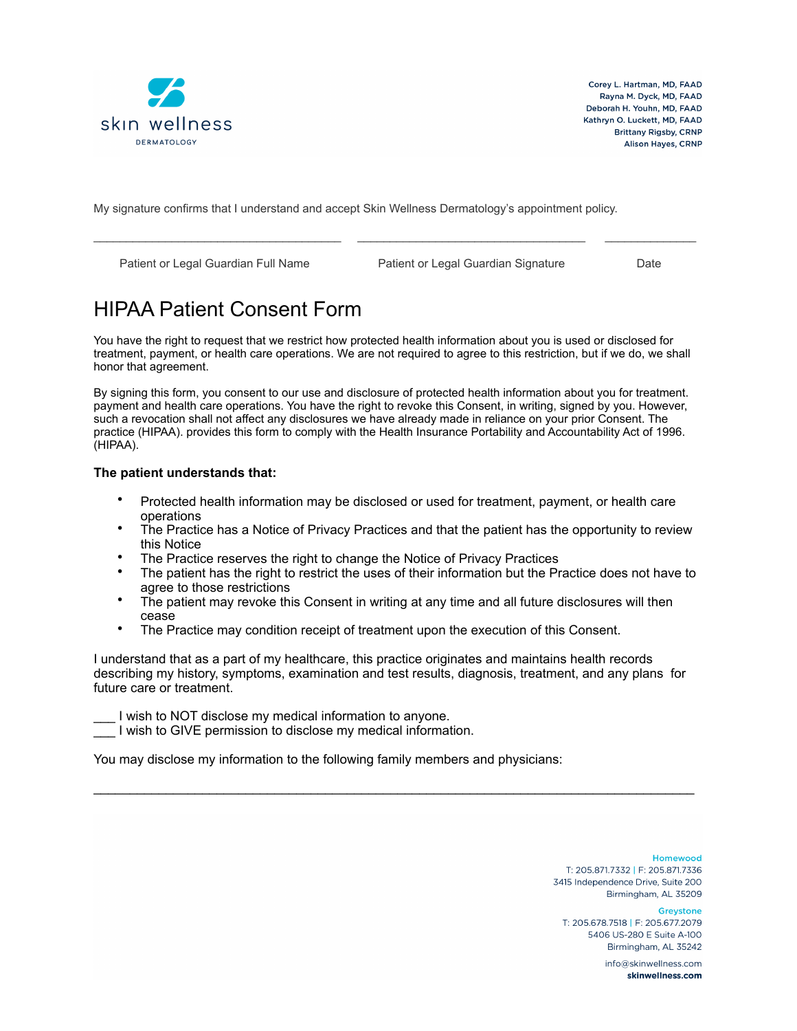My signature confirms that I understand and accept Skin Wellness Dermatology's appointment policy.

_________________________________ _______________________________ ____________

Patient or Legal Guardian Full Name Patient or Legal Guardian Signature Date

# HIPAA Patient Consent Form

You have the right to request that we restrict how protected health information about you is used or disclosed for treatment, payment, or health care operations. We are not required to agree to this restriction, but if we do, we shall honor that agreement.

By signing this form, you consent to our use and disclosure of protected health information about you for treatment. payment and health care operations. You have the right to revoke this Consent, in writing, signed by you. However, such a revocation shall not affect any disclosures we have already made in reliance on your prior Consent. The practice (HIPAA). provides this form to comply with the Health Insurance Portability and Accountability Act of 1996. (HIPAA).

**The patient understands that:**

- Protected health information may be disclosed or used for treatment, payment, or health care operations
- The Practice has a Notice of Privacy Practices and that the patient has the opportunity to review this Notice
- The Practice reserves the right to change the Notice of Privacy Practices
- The patient has the right to restrict the uses of their information but the Practice does not have to agree to those restrictions
- The patient may revoke this Consent in writing at any time and all future disclosures will then cease
- The Practice may condition receipt of treatment upon the execution of this Consent.

I understand that as a part of my healthcare, this practice originates and maintains health records describing my history, symptoms, examination and test results, diagnosis, treatment, and any plans for future care or treatment.

___ I wish to NOT disclose my medical information to anyone.
___ I wish to GIVE permission to disclose my medical information.

You may disclose my information to the following family members and physicians:

________________________________________________________________________________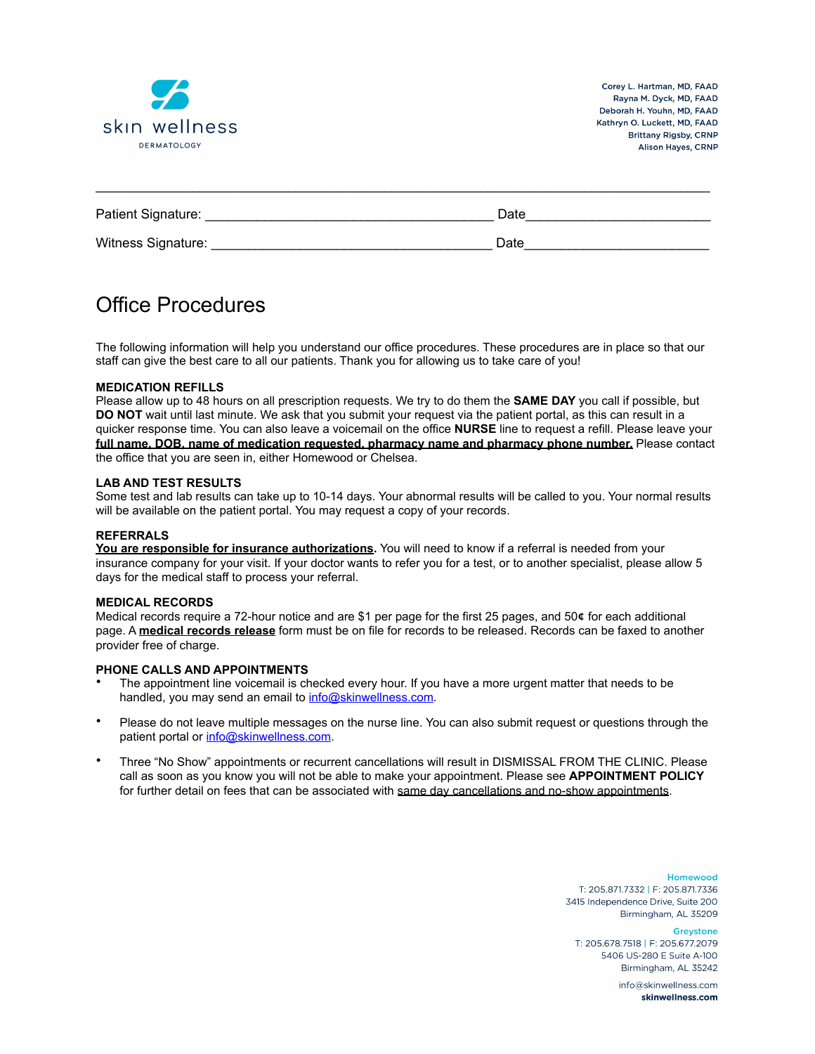Patient Signature: ________________________________________ Date________________________

Witness Signature: ________________________________________ Date________________________

# Office Procedures

The following information will help you understand our office procedures. These procedures are in place so that our staff can give the best care to all our patients. Thank you for allowing us to take care of you!

**MEDICATION REFILLS**
Please allow up to 48 hours on all prescription requests. We try to do them the **SAME DAY** you call if possible, but **DO NOT** wait until last minute. We ask that you submit your request via the patient portal, as this can result in a quicker response time. You can also leave a voicemail on the office **NURSE** line to request a refill. Please leave your **full name, DOB, name of medication requested, pharmacy name and pharmacy phone number.** Please contact the office that you are seen in, either Homewood or Chelsea.

**LAB AND TEST RESULTS**
Some test and lab results can take up to 10-14 days. Your abnormal results will be called to you. Your normal results will be available on the patient portal. You may request a copy of your records.

**REFERRALS**
**You are responsible for insurance authorizations.** You will need to know if a referral is needed from your insurance company for your visit. If your doctor wants to refer you for a test, or to another specialist, please allow 5 days for the medical staff to process your referral.

**MEDICAL RECORDS**
Medical records require a 72-hour notice and are $1 per page for the first 25 pages, and 50¢ for each additional page. A **medical records release** form must be on file for records to be released. Records can be faxed to another provider free of charge.

**PHONE CALLS AND APPOINTMENTS**

- The appointment line voicemail is checked every hour. If you have a more urgent matter that needs to be handled, you may send an email to info@skinwellness.com.
- Please do not leave multiple messages on the nurse line. You can also submit request or questions through the patient portal or info@skinwellness.com.
- Three "No Show" appointments or recurrent cancellations will result in DISMISSAL FROM THE CLINIC. Please call as soon as you know you will not be able to make your appointment. Please see **APPOINTMENT POLICY** for further detail on fees that can be associated with same day cancellations and no-show appointments.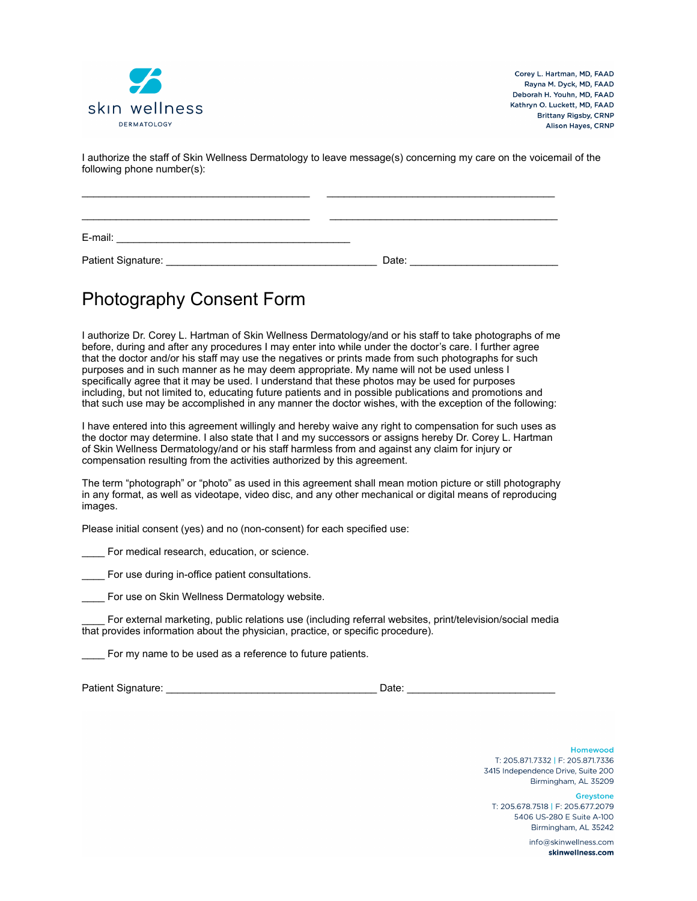skin wellness
DERMATOLOGY

Corey L. Hartman, MD, FAAD
Rayna M. Dyck, MD, FAAD
Deborah H. Youhn, MD, FAAD
Kathryn O. Luckett, MD, FAAD
Brittany Rigsby, CRNP
Alison Hayes, CRNP

I authorize the staff of Skin Wellness Dermatology to leave message(s) concerning my care on the voicemail of the following phone number(s):

_______________________________________ _______________________________________

_______________________________________ _______________________________________

E-mail: ________________________________________

Patient Signature: ____________________________________ Date: _________________________

# Photography Consent Form

I authorize Dr. Corey L. Hartman of Skin Wellness Dermatology/and or his staff to take photographs of me before, during and after any procedures I may enter into while under the doctor's care. I further agree that the doctor and/or his staff may use the negatives or prints made from such photographs for such purposes and in such manner as he may deem appropriate. My name will not be used unless I specifically agree that it may be used. I understand that these photos may be used for purposes including, but not limited to, educating future patients and in possible publications and promotions and that such use may be accomplished in any manner the doctor wishes, with the exception of the following:

I have entered into this agreement willingly and hereby waive any right to compensation for such uses as the doctor may determine. I also state that I and my successors or assigns hereby Dr. Corey L. Hartman of Skin Wellness Dermatology/and or his staff harmless from and against any claim for injury or compensation resulting from the activities authorized by this agreement.

The term "photograph" or "photo" as used in this agreement shall mean motion picture or still photography in any format, as well as videotape, video disc, and any other mechanical or digital means of reproducing images.

Please initial consent (yes) and no (non-consent) for each specified use:

____ For medical research, education, or science.

____ For use during in-office patient consultations.

____ For use on Skin Wellness Dermatology website.

____ For external marketing, public relations use (including referral websites, print/television/social media that provides information about the physician, practice, or specific procedure).

____ For my name to be used as a reference to future patients.

Patient Signature: ____________________________________ Date: _________________________

**Homewood**
T: 205.871.7332 | F: 205.871.7336
3415 Independence Drive, Suite 200
Birmingham, AL 35209

**Greystone**
T: 205.678.7518 | F: 205.677.2079
5406 US-280 E Suite A-100
Birmingham, AL 35242

info@skinwellness.com
**skinwellness.com**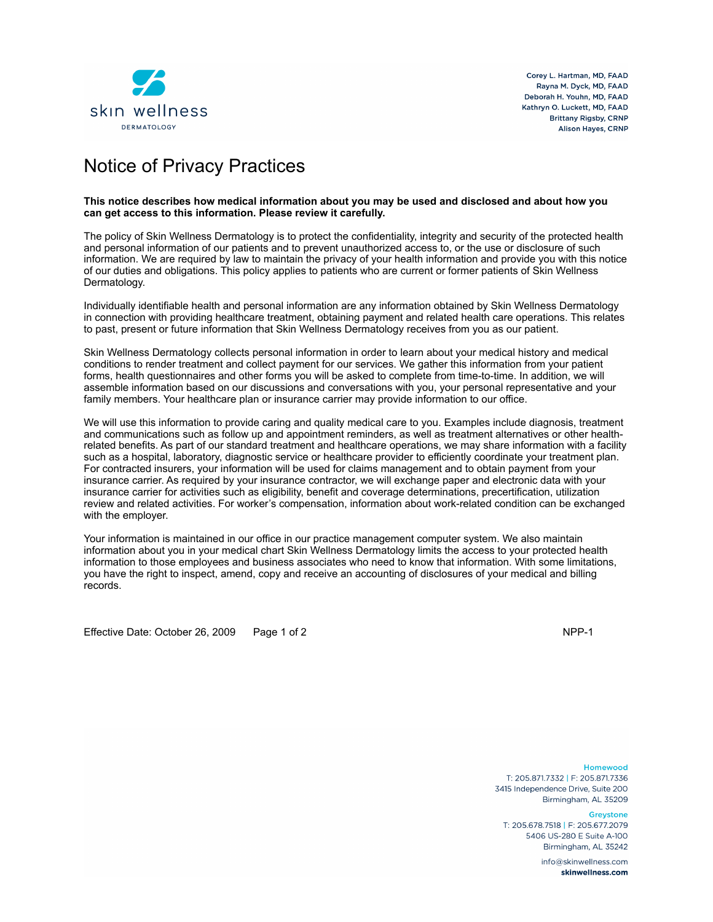skin wellness
DERMATOLOGY

Corey L. Hartman, MD, FAAD
Rayna M. Dyck, MD, FAAD
Deborah H. Youhn, MD, FAAD
Kathryn O. Luckett, MD, FAAD
Brittany Rigsby, CRNP
Alison Hayes, CRNP

# Notice of Privacy Practices

**This notice describes how medical information about you may be used and disclosed and about how you can get access to this information. Please review it carefully.**

The policy of Skin Wellness Dermatology is to protect the confidentiality, integrity and security of the protected health and personal information of our patients and to prevent unauthorized access to, or the use or disclosure of such information. We are required by law to maintain the privacy of your health information and provide you with this notice of our duties and obligations. This policy applies to patients who are current or former patients of Skin Wellness Dermatology.

Individually identifiable health and personal information are any information obtained by Skin Wellness Dermatology in connection with providing healthcare treatment, obtaining payment and related health care operations. This relates to past, present or future information that Skin Wellness Dermatology receives from you as our patient.

Skin Wellness Dermatology collects personal information in order to learn about your medical history and medical conditions to render treatment and collect payment for our services. We gather this information from your patient forms, health questionnaires and other forms you will be asked to complete from time-to-time. In addition, we will assemble information based on our discussions and conversations with you, your personal representative and your family members. Your healthcare plan or insurance carrier may provide information to our office.

We will use this information to provide caring and quality medical care to you. Examples include diagnosis, treatment and communications such as follow up and appointment reminders, as well as treatment alternatives or other health-related benefits. As part of our standard treatment and healthcare operations, we may share information with a facility such as a hospital, laboratory, diagnostic service or healthcare provider to efficiently coordinate your treatment plan. For contracted insurers, your information will be used for claims management and to obtain payment from your insurance carrier. As required by your insurance contractor, we will exchange paper and electronic data with your insurance carrier for activities such as eligibility, benefit and coverage determinations, precertification, utilization review and related activities. For worker's compensation, information about work-related condition can be exchanged with the employer.

Your information is maintained in our office in our practice management computer system. We also maintain information about you in your medical chart Skin Wellness Dermatology limits the access to your protected health information to those employees and business associates who need to know that information. With some limitations, you have the right to inspect, amend, copy and receive an accounting of disclosures of your medical and billing records.

Effective Date: October 26, 2009 NPP-1

**Homewood**
T: 205.871.7332 | F: 205.871.7336
3415 Independence Drive, Suite 200
Birmingham, AL 35209

**Greystone**
T: 205.678.7518 | F: 205.677.2079
5406 US-280 E Suite A-100
Birmingham, AL 35242

info@skinwellness.com
**skinwellness.com**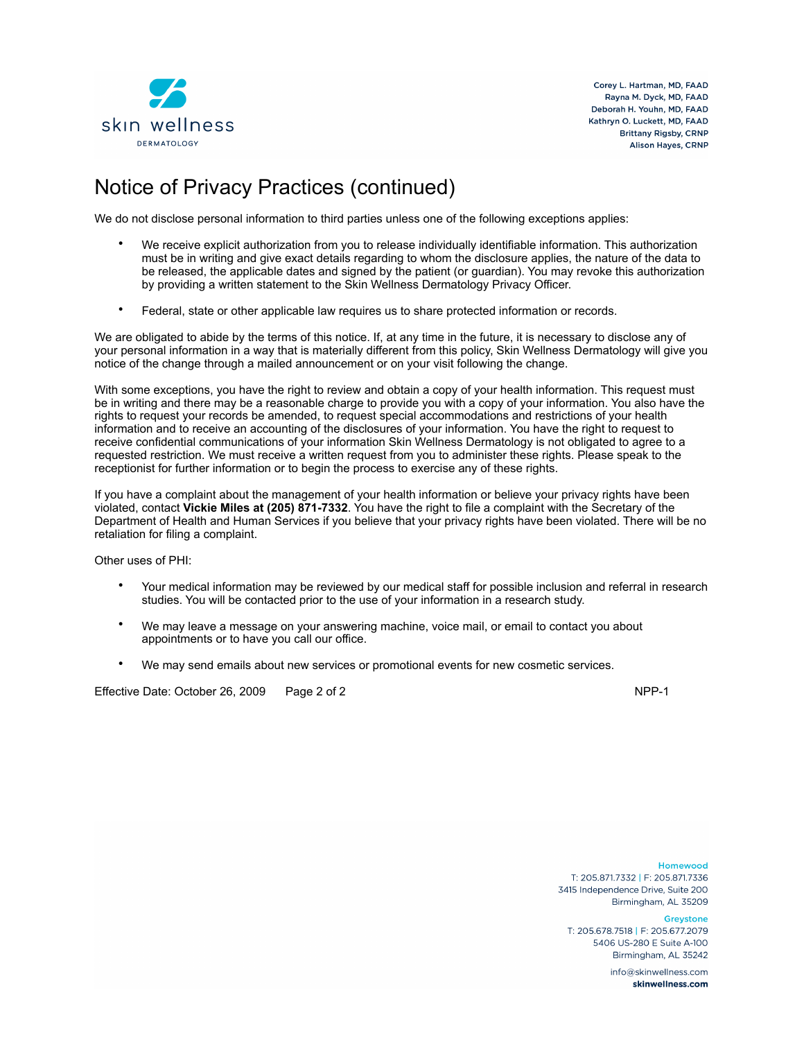skin wellness
DERMATOLOGY

Corey L. Hartman, MD, FAAD
Rayna M. Dyck, MD, FAAD
Deborah H. Youhn, MD, FAAD
Kathryn O. Luckett, MD, FAAD
Brittany Rigsby, CRNP
Alison Hayes, CRNP

# Notice of Privacy Practices (continued)

We do not disclose personal information to third parties unless one of the following exceptions applies:

- We receive explicit authorization from you to release individually identifiable information. This authorization must be in writing and give exact details regarding to whom the disclosure applies, the nature of the data to be released, the applicable dates and signed by the patient (or guardian). You may revoke this authorization by providing a written statement to the Skin Wellness Dermatology Privacy Officer.
- Federal, state or other applicable law requires us to share protected information or records.

We are obligated to abide by the terms of this notice. If, at any time in the future, it is necessary to disclose any of your personal information in a way that is materially different from this policy, Skin Wellness Dermatology will give you notice of the change through a mailed announcement or on your visit following the change.

With some exceptions, you have the right to review and obtain a copy of your health information. This request must be in writing and there may be a reasonable charge to provide you with a copy of your information. You also have the rights to request your records be amended, to request special accommodations and restrictions of your health information and to receive an accounting of the disclosures of your information. You have the right to request to receive confidential communications of your information Skin Wellness Dermatology is not obligated to agree to a requested restriction. We must receive a written request from you to administer these rights. Please speak to the receptionist for further information or to begin the process to exercise any of these rights.

If you have a complaint about the management of your health information or believe your privacy rights have been violated, contact **Vickie Miles at (205) 871-7332**. You have the right to file a complaint with the Secretary of the Department of Health and Human Services if you believe that your privacy rights have been violated. There will be no retaliation for filing a complaint.

Other uses of PHI:

- Your medical information may be reviewed by our medical staff for possible inclusion and referral in research studies. You will be contacted prior to the use of your information in a research study.
- We may leave a message on your answering machine, voice mail, or email to contact you about appointments or to have you call our office.
- We may send emails about new services or promotional events for new cosmetic services.

Effective Date: October 26, 2009 NPP-1

**Homewood**
T: 205.871.7332 | F: 205.871.7336
3415 Independence Drive, Suite 200
Birmingham, AL 35209

**Greystone**
T: 205.678.7518 | F: 205.677.2079
5406 US-280 E Suite A-100
Birmingham, AL 35242

info@skinwellness.com
**skinwellness.com**